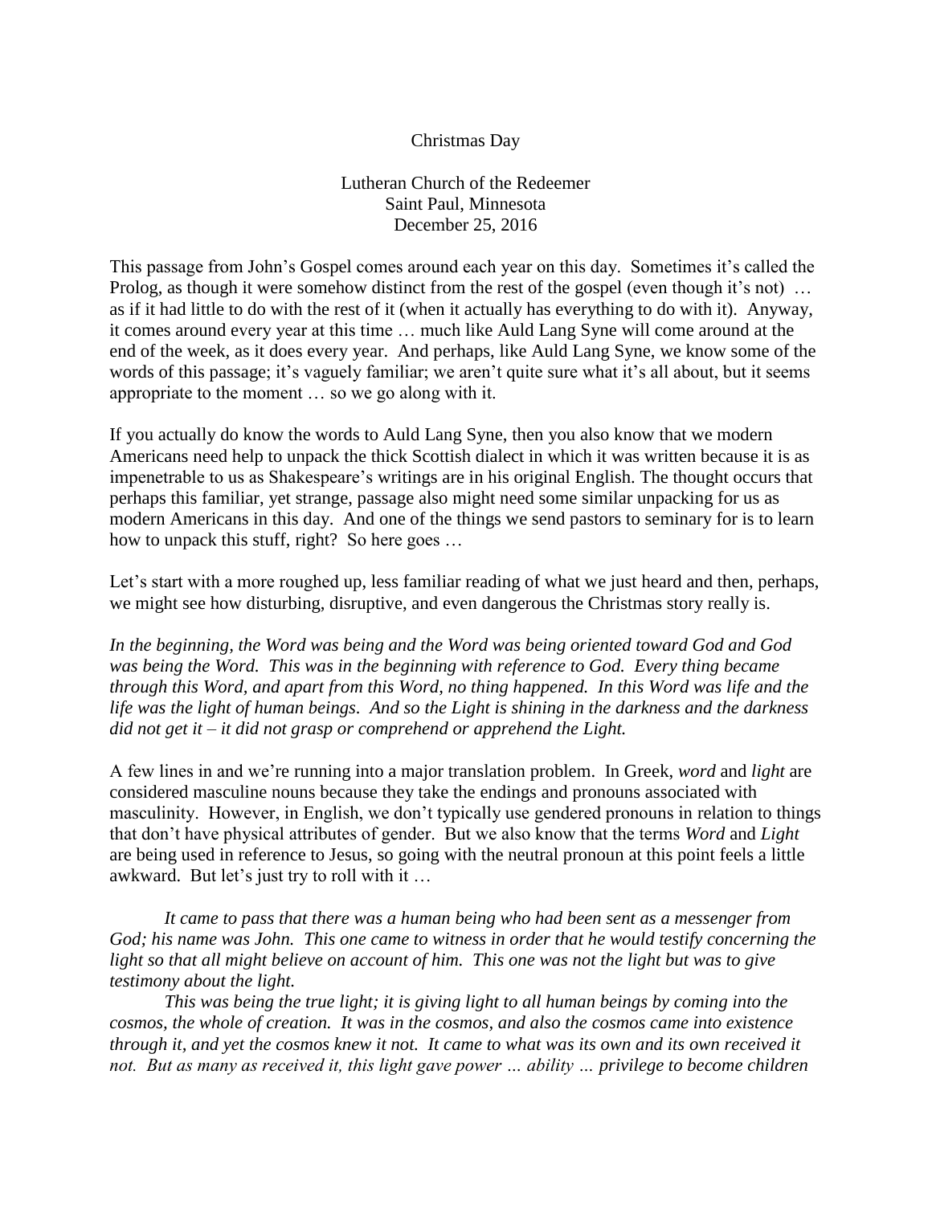Christmas Day

Lutheran Church of the Redeemer
Saint Paul, Minnesota
December 25, 2016

This passage from John's Gospel comes around each year on this day. Sometimes it's called the Prolog, as though it were somehow distinct from the rest of the gospel (even though it's not) … as if it had little to do with the rest of it (when it actually has everything to do with it). Anyway, it comes around every year at this time … much like Auld Lang Syne will come around at the end of the week, as it does every year. And perhaps, like Auld Lang Syne, we know some of the words of this passage; it's vaguely familiar; we aren't quite sure what it's all about, but it seems appropriate to the moment … so we go along with it.

If you actually do know the words to Auld Lang Syne, then you also know that we modern Americans need help to unpack the thick Scottish dialect in which it was written because it is as impenetrable to us as Shakespeare's writings are in his original English. The thought occurs that perhaps this familiar, yet strange, passage also might need some similar unpacking for us as modern Americans in this day. And one of the things we send pastors to seminary for is to learn how to unpack this stuff, right? So here goes …

Let's start with a more roughed up, less familiar reading of what we just heard and then, perhaps, we might see how disturbing, disruptive, and even dangerous the Christmas story really is.

*In the beginning, the Word was being and the Word was being oriented toward God and God was being the Word. This was in the beginning with reference to God. Every thing became through this Word, and apart from this Word, no thing happened. In this Word was life and the life was the light of human beings. And so the Light is shining in the darkness and the darkness did not get it – it did not grasp or comprehend or apprehend the Light.*

A few lines in and we're running into a major translation problem. In Greek, *word* and *light* are considered masculine nouns because they take the endings and pronouns associated with masculinity. However, in English, we don't typically use gendered pronouns in relation to things that don't have physical attributes of gender. But we also know that the terms *Word* and *Light* are being used in reference to Jesus, so going with the neutral pronoun at this point feels a little awkward. But let's just try to roll with it …

*It came to pass that there was a human being who had been sent as a messenger from God; his name was John. This one came to witness in order that he would testify concerning the light so that all might believe on account of him. This one was not the light but was to give testimony about the light.*

*This was being the true light; it is giving light to all human beings by coming into the cosmos, the whole of creation. It was in the cosmos, and also the cosmos came into existence through it, and yet the cosmos knew it not. It came to what was its own and its own received it not. But as many as received it, this light gave power … ability … privilege to become children*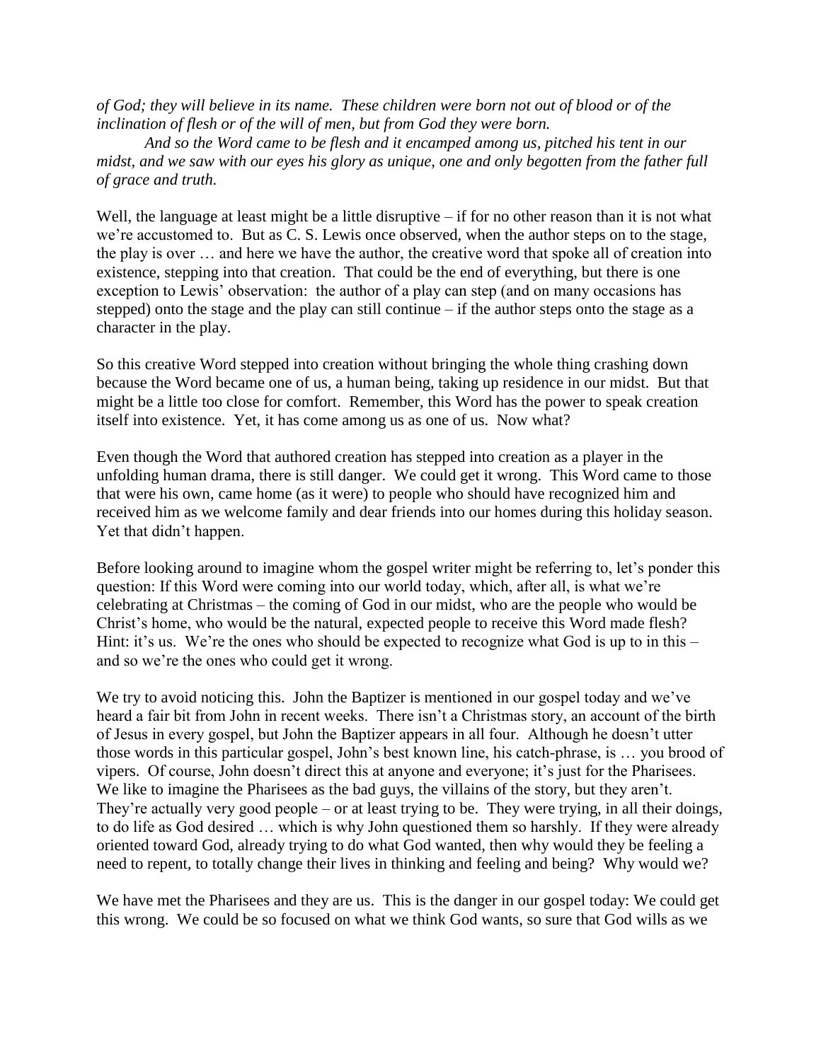*of God; they will believe in its name. These children were born not out of blood or of the inclination of flesh or of the will of men, but from God they were born.*

*And so the Word came to be flesh and it encamped among us, pitched his tent in our midst, and we saw with our eyes his glory as unique, one and only begotten from the father full of grace and truth.*

Well, the language at least might be a little disruptive – if for no other reason than it is not what we're accustomed to. But as C. S. Lewis once observed, when the author steps on to the stage, the play is over … and here we have the author, the creative word that spoke all of creation into existence, stepping into that creation. That could be the end of everything, but there is one exception to Lewis' observation: the author of a play can step (and on many occasions has stepped) onto the stage and the play can still continue – if the author steps onto the stage as a character in the play.

So this creative Word stepped into creation without bringing the whole thing crashing down because the Word became one of us, a human being, taking up residence in our midst. But that might be a little too close for comfort. Remember, this Word has the power to speak creation itself into existence. Yet, it has come among us as one of us. Now what?

Even though the Word that authored creation has stepped into creation as a player in the unfolding human drama, there is still danger. We could get it wrong. This Word came to those that were his own, came home (as it were) to people who should have recognized him and received him as we welcome family and dear friends into our homes during this holiday season. Yet that didn't happen.

Before looking around to imagine whom the gospel writer might be referring to, let's ponder this question: If this Word were coming into our world today, which, after all, is what we're celebrating at Christmas – the coming of God in our midst, who are the people who would be Christ's home, who would be the natural, expected people to receive this Word made flesh? Hint: it's us. We're the ones who should be expected to recognize what God is up to in this – and so we're the ones who could get it wrong.

We try to avoid noticing this. John the Baptizer is mentioned in our gospel today and we've heard a fair bit from John in recent weeks. There isn't a Christmas story, an account of the birth of Jesus in every gospel, but John the Baptizer appears in all four. Although he doesn't utter those words in this particular gospel, John's best known line, his catch-phrase, is … you brood of vipers. Of course, John doesn't direct this at anyone and everyone; it's just for the Pharisees. We like to imagine the Pharisees as the bad guys, the villains of the story, but they aren't. They're actually very good people – or at least trying to be. They were trying, in all their doings, to do life as God desired … which is why John questioned them so harshly. If they were already oriented toward God, already trying to do what God wanted, then why would they be feeling a need to repent, to totally change their lives in thinking and feeling and being? Why would we?

We have met the Pharisees and they are us. This is the danger in our gospel today: We could get this wrong. We could be so focused on what we think God wants, so sure that God wills as we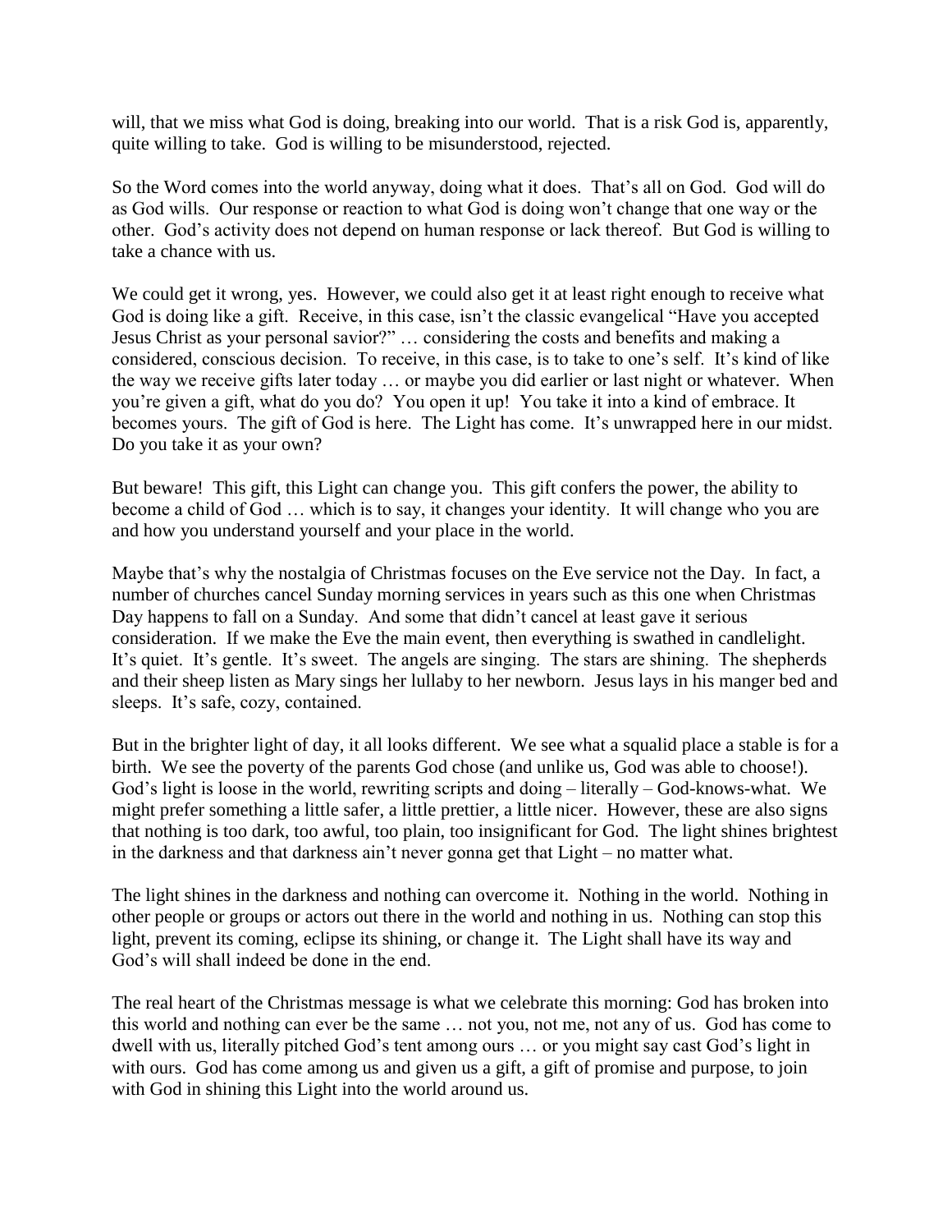will, that we miss what God is doing, breaking into our world. That is a risk God is, apparently, quite willing to take. God is willing to be misunderstood, rejected.

So the Word comes into the world anyway, doing what it does. That's all on God. God will do as God wills. Our response or reaction to what God is doing won't change that one way or the other. God's activity does not depend on human response or lack thereof. But God is willing to take a chance with us.

We could get it wrong, yes. However, we could also get it at least right enough to receive what God is doing like a gift. Receive, in this case, isn't the classic evangelical "Have you accepted Jesus Christ as your personal savior?" … considering the costs and benefits and making a considered, conscious decision. To receive, in this case, is to take to one's self. It's kind of like the way we receive gifts later today … or maybe you did earlier or last night or whatever. When you're given a gift, what do you do? You open it up! You take it into a kind of embrace. It becomes yours. The gift of God is here. The Light has come. It's unwrapped here in our midst. Do you take it as your own?

But beware! This gift, this Light can change you. This gift confers the power, the ability to become a child of God … which is to say, it changes your identity. It will change who you are and how you understand yourself and your place in the world.

Maybe that's why the nostalgia of Christmas focuses on the Eve service not the Day. In fact, a number of churches cancel Sunday morning services in years such as this one when Christmas Day happens to fall on a Sunday. And some that didn't cancel at least gave it serious consideration. If we make the Eve the main event, then everything is swathed in candlelight. It's quiet. It's gentle. It's sweet. The angels are singing. The stars are shining. The shepherds and their sheep listen as Mary sings her lullaby to her newborn. Jesus lays in his manger bed and sleeps. It's safe, cozy, contained.

But in the brighter light of day, it all looks different. We see what a squalid place a stable is for a birth. We see the poverty of the parents God chose (and unlike us, God was able to choose!). God's light is loose in the world, rewriting scripts and doing – literally – God-knows-what. We might prefer something a little safer, a little prettier, a little nicer. However, these are also signs that nothing is too dark, too awful, too plain, too insignificant for God. The light shines brightest in the darkness and that darkness ain't never gonna get that Light – no matter what.

The light shines in the darkness and nothing can overcome it. Nothing in the world. Nothing in other people or groups or actors out there in the world and nothing in us. Nothing can stop this light, prevent its coming, eclipse its shining, or change it. The Light shall have its way and God's will shall indeed be done in the end.

The real heart of the Christmas message is what we celebrate this morning: God has broken into this world and nothing can ever be the same … not you, not me, not any of us. God has come to dwell with us, literally pitched God's tent among ours … or you might say cast God's light in with ours. God has come among us and given us a gift, a gift of promise and purpose, to join with God in shining this Light into the world around us.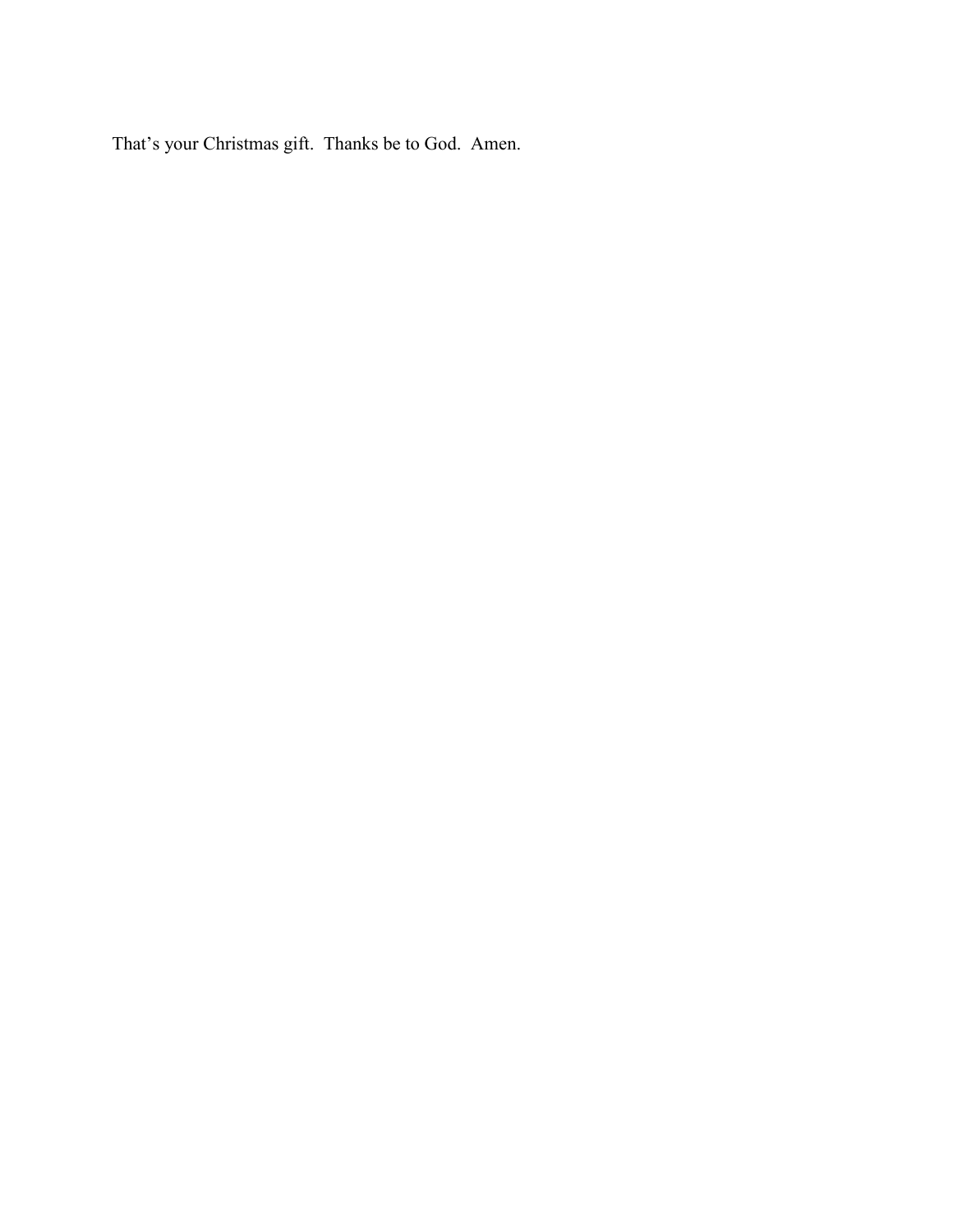That's your Christmas gift.  Thanks be to God.  Amen.